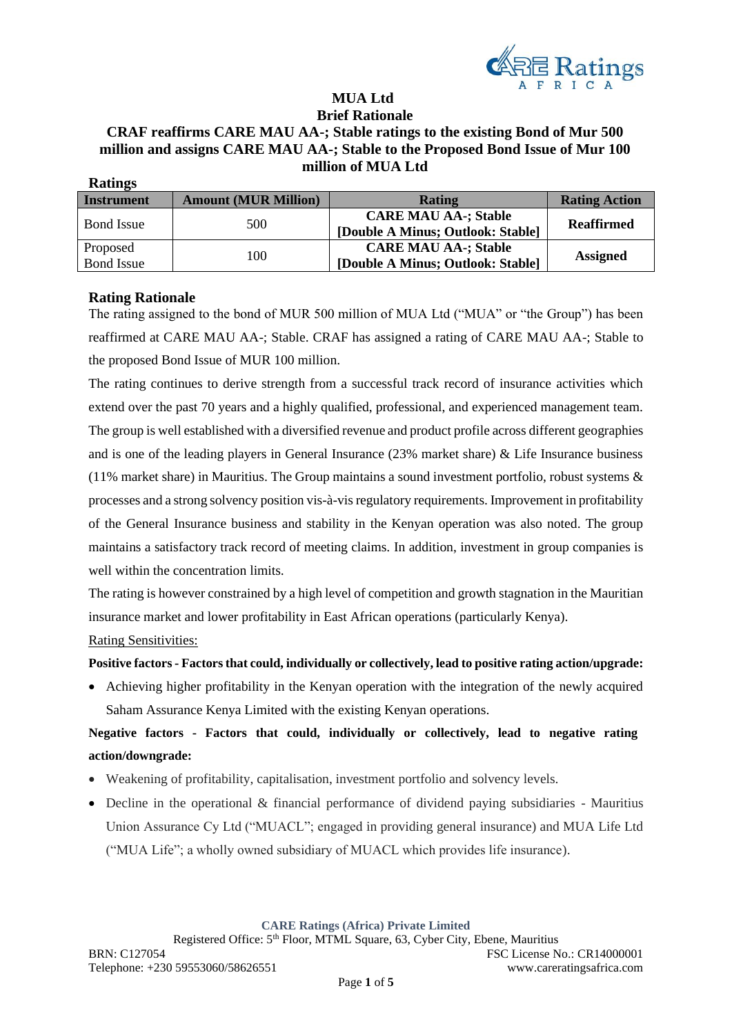# MUA Ltd

## Brief Rationale

## CRAF reaffirms CARE MAU AA-; Stable ratings to the existing Bond of Mur 500 million and assigns CARE MAU AA-; Stable to the Proposed Bond Issue of Mur 100 million of MUA Ltd

**Ratings**

| Instrument | Amount (MUR Million) | Rating | Rating Action |
|---|---|---|---|
| Bond Issue | 500 | **CARE MAU AA-; Stable [Double A Minus; Outlook: Stable]** | **Reaffirmed** |
| Proposed Bond Issue | 100 | **CARE MAU AA-; Stable [Double A Minus; Outlook: Stable]** | **Assigned** |

### Rating Rationale

The rating assigned to the bond of MUR 500 million of MUA Ltd ("MUA" or "the Group") has been reaffirmed at CARE MAU AA-; Stable. CRAF has assigned a rating of CARE MAU AA-; Stable to the proposed Bond Issue of MUR 100 million.

The rating continues to derive strength from a successful track record of insurance activities which extend over the past 70 years and a highly qualified, professional, and experienced management team. The group is well established with a diversified revenue and product profile across different geographies and is one of the leading players in General Insurance (23% market share) & Life Insurance business (11% market share) in Mauritius. The Group maintains a sound investment portfolio, robust systems & processes and a strong solvency position vis-à-vis regulatory requirements. Improvement in profitability of the General Insurance business and stability in the Kenyan operation was also noted. The group maintains a satisfactory track record of meeting claims. In addition, investment in group companies is well within the concentration limits.

The rating is however constrained by a high level of competition and growth stagnation in the Mauritian insurance market and lower profitability in East African operations (particularly Kenya).

Rating Sensitivities:

**Positive factors - Factors that could, individually or collectively, lead to positive rating action/upgrade:**

- Achieving higher profitability in the Kenyan operation with the integration of the newly acquired Saham Assurance Kenya Limited with the existing Kenyan operations.

**Negative factors - Factors that could, individually or collectively, lead to negative rating action/downgrade:**

- Weakening of profitability, capitalisation, investment portfolio and solvency levels.
- Decline in the operational & financial performance of dividend paying subsidiaries - Mauritius Union Assurance Cy Ltd ("MUACL"; engaged in providing general insurance) and MUA Life Ltd ("MUA Life"; a wholly owned subsidiary of MUACL which provides life insurance).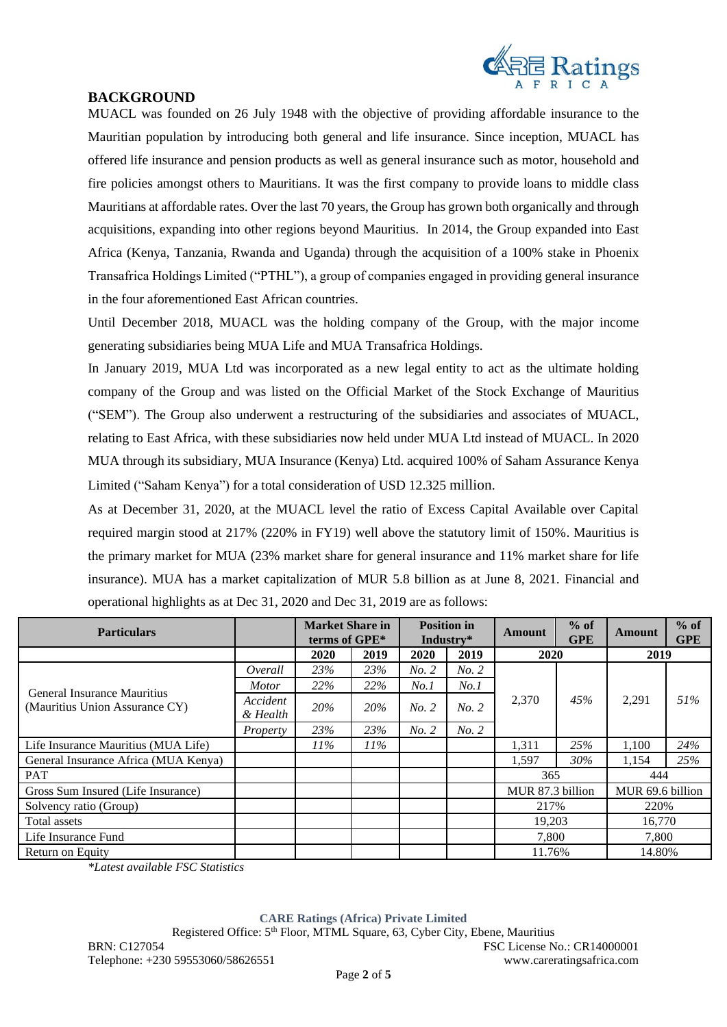## BACKGROUND

MUACL was founded on 26 July 1948 with the objective of providing affordable insurance to the Mauritian population by introducing both general and life insurance. Since inception, MUACL has offered life insurance and pension products as well as general insurance such as motor, household and fire policies amongst others to Mauritians. It was the first company to provide loans to middle class Mauritians at affordable rates. Over the last 70 years, the Group has grown both organically and through acquisitions, expanding into other regions beyond Mauritius. In 2014, the Group expanded into East Africa (Kenya, Tanzania, Rwanda and Uganda) through the acquisition of a 100% stake in Phoenix Transafrica Holdings Limited ("PTHL"), a group of companies engaged in providing general insurance in the four aforementioned East African countries.

Until December 2018, MUACL was the holding company of the Group, with the major income generating subsidiaries being MUA Life and MUA Transafrica Holdings.

In January 2019, MUA Ltd was incorporated as a new legal entity to act as the ultimate holding company of the Group and was listed on the Official Market of the Stock Exchange of Mauritius ("SEM"). The Group also underwent a restructuring of the subsidiaries and associates of MUACL, relating to East Africa, with these subsidiaries now held under MUA Ltd instead of MUACL. In 2020 MUA through its subsidiary, MUA Insurance (Kenya) Ltd. acquired 100% of Saham Assurance Kenya Limited ("Saham Kenya") for a total consideration of USD 12.325 million.

As at December 31, 2020, at the MUACL level the ratio of Excess Capital Available over Capital required margin stood at 217% (220% in FY19) well above the statutory limit of 150%. Mauritius is the primary market for MUA (23% market share for general insurance and 11% market share for life insurance). MUA has a market capitalization of MUR 5.8 billion as at June 8, 2021. Financial and operational highlights as at Dec 31, 2020 and Dec 31, 2019 are as follows:

| Particulars | | Market Share in terms of GPE* | | Position in Industry* | | Amount | % of GPE | Amount | % of GPE |
|---|---|---|---|---|---|---|---|---|---|
| | | 2020 | 2019 | 2020 | 2019 | 2020 | | 2019 | |
| General Insurance Mauritius (Mauritius Union Assurance CY) | *Overall* | *23%* | *23%* | *No. 2* | *No. 2* | 2,370 | *45%* | 2,291 | *51%* |
| | *Motor* | *22%* | *22%* | *No.1* | *No.1* | | | | |
| | *Accident & Health* | *20%* | *20%* | *No. 2* | *No. 2* | | | | |
| | *Property* | *23%* | *23%* | *No. 2* | *No. 2* | | | | |
| Life Insurance Mauritius (MUA Life) | | *11%* | *11%* | | | 1,311 | *25%* | 1,100 | *24%* |
| General Insurance Africa (MUA Kenya) | | | | | | 1,597 | *30%* | 1,154 | *25%* |
| PAT | | | | | | 365 | | 444 | |
| Gross Sum Insured (Life Insurance) | | | | | | MUR 87.3 billion | | MUR 69.6 billion | |
| Solvency ratio (Group) | | | | | | 217% | | 220% | |
| Total assets | | | | | | 19,203 | | 16,770 | |
| Life Insurance Fund | | | | | | 7,800 | | 7,800 | |
| Return on Equity | | | | | | 11.76% | | 14.80% | |

*\*Latest available FSC Statistics*

**CARE Ratings (Africa) Private Limited**
Registered Office: 5th Floor, MTML Square, 63, Cyber City, Ebene, Mauritius
BRN: C127054 FSC License No.: CR14000001
Telephone: +230 59553060/58626551 www.careratingsafrica.com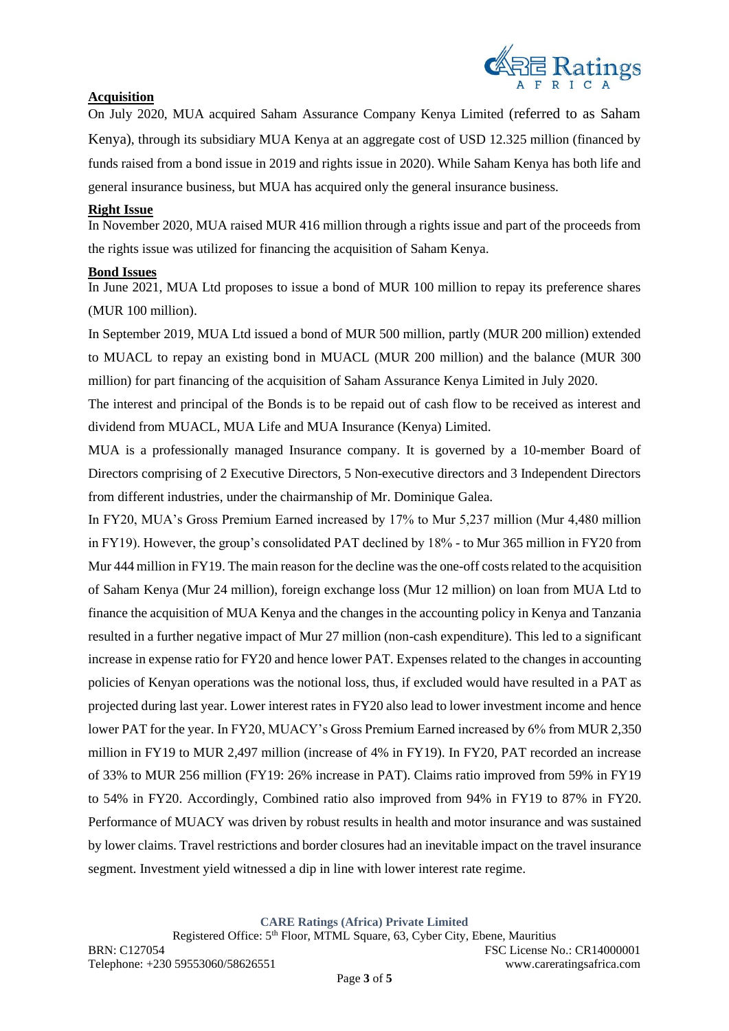## Acquisition

On July 2020, MUA acquired Saham Assurance Company Kenya Limited (referred to as Saham Kenya), through its subsidiary MUA Kenya at an aggregate cost of USD 12.325 million (financed by funds raised from a bond issue in 2019 and rights issue in 2020). While Saham Kenya has both life and general insurance business, but MUA has acquired only the general insurance business.

## Right Issue

In November 2020, MUA raised MUR 416 million through a rights issue and part of the proceeds from the rights issue was utilized for financing the acquisition of Saham Kenya.

## Bond Issues

In June 2021, MUA Ltd proposes to issue a bond of MUR 100 million to repay its preference shares (MUR 100 million).

In September 2019, MUA Ltd issued a bond of MUR 500 million, partly (MUR 200 million) extended to MUACL to repay an existing bond in MUACL (MUR 200 million) and the balance (MUR 300 million) for part financing of the acquisition of Saham Assurance Kenya Limited in July 2020.

The interest and principal of the Bonds is to be repaid out of cash flow to be received as interest and dividend from MUACL, MUA Life and MUA Insurance (Kenya) Limited.

MUA is a professionally managed Insurance company. It is governed by a 10-member Board of Directors comprising of 2 Executive Directors, 5 Non-executive directors and 3 Independent Directors from different industries, under the chairmanship of Mr. Dominique Galea.

In FY20, MUA's Gross Premium Earned increased by 17% to Mur 5,237 million (Mur 4,480 million in FY19). However, the group's consolidated PAT declined by 18% - to Mur 365 million in FY20 from Mur 444 million in FY19. The main reason for the decline was the one-off costs related to the acquisition of Saham Kenya (Mur 24 million), foreign exchange loss (Mur 12 million) on loan from MUA Ltd to finance the acquisition of MUA Kenya and the changes in the accounting policy in Kenya and Tanzania resulted in a further negative impact of Mur 27 million (non-cash expenditure). This led to a significant increase in expense ratio for FY20 and hence lower PAT. Expenses related to the changes in accounting policies of Kenyan operations was the notional loss, thus, if excluded would have resulted in a PAT as projected during last year. Lower interest rates in FY20 also lead to lower investment income and hence lower PAT for the year. In FY20, MUACY's Gross Premium Earned increased by 6% from MUR 2,350 million in FY19 to MUR 2,497 million (increase of 4% in FY19). In FY20, PAT recorded an increase of 33% to MUR 256 million (FY19: 26% increase in PAT). Claims ratio improved from 59% in FY19 to 54% in FY20. Accordingly, Combined ratio also improved from 94% in FY19 to 87% in FY20. Performance of MUACY was driven by robust results in health and motor insurance and was sustained by lower claims. Travel restrictions and border closures had an inevitable impact on the travel insurance segment. Investment yield witnessed a dip in line with lower interest rate regime.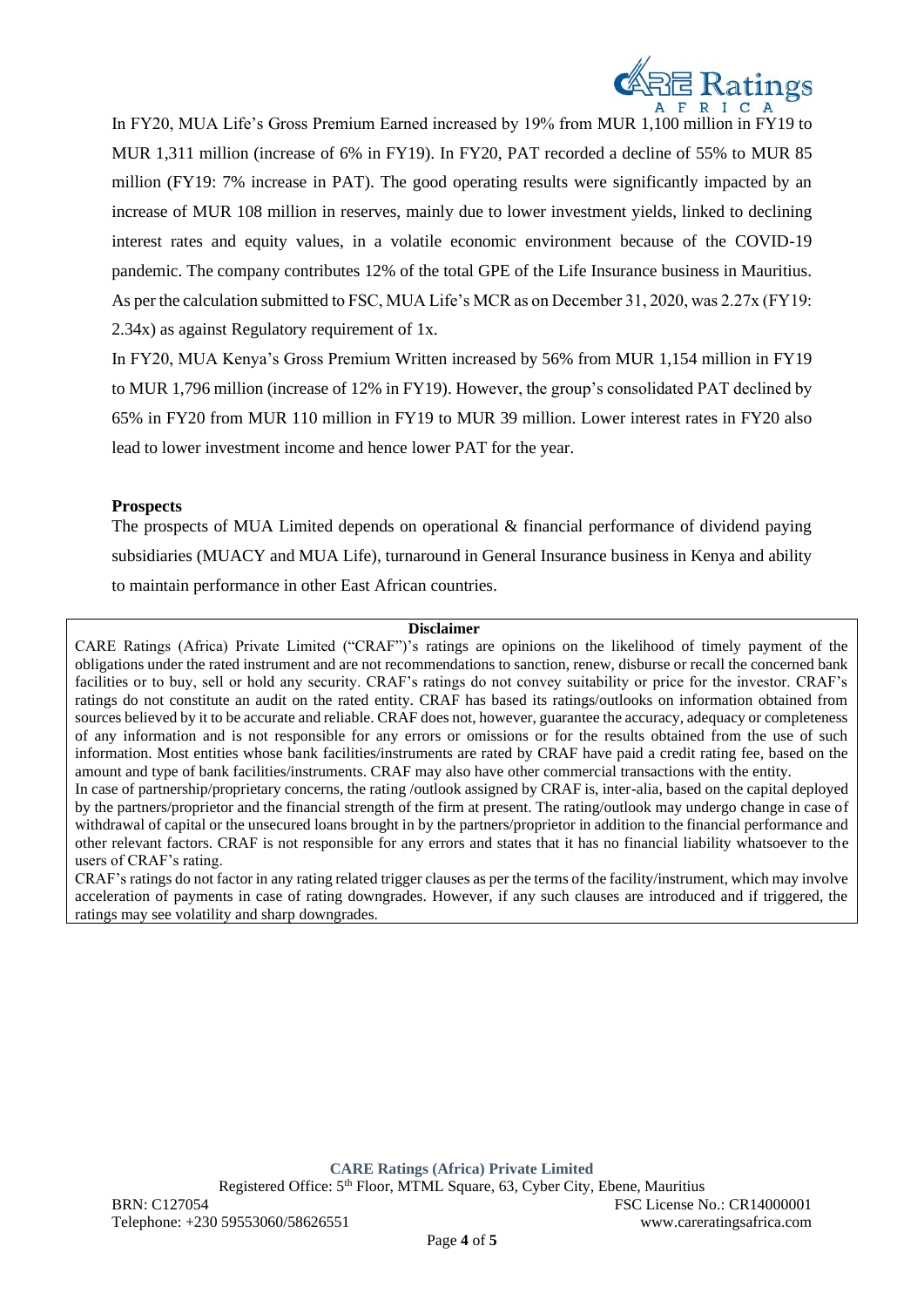In FY20, MUA Life's Gross Premium Earned increased by 19% from MUR 1,100 million in FY19 to MUR 1,311 million (increase of 6% in FY19). In FY20, PAT recorded a decline of 55% to MUR 85 million (FY19: 7% increase in PAT). The good operating results were significantly impacted by an increase of MUR 108 million in reserves, mainly due to lower investment yields, linked to declining interest rates and equity values, in a volatile economic environment because of the COVID-19 pandemic. The company contributes 12% of the total GPE of the Life Insurance business in Mauritius. As per the calculation submitted to FSC, MUA Life's MCR as on December 31, 2020, was 2.27x (FY19: 2.34x) as against Regulatory requirement of 1x.

In FY20, MUA Kenya's Gross Premium Written increased by 56% from MUR 1,154 million in FY19 to MUR 1,796 million (increase of 12% in FY19). However, the group's consolidated PAT declined by 65% in FY20 from MUR 110 million in FY19 to MUR 39 million. Lower interest rates in FY20 also lead to lower investment income and hence lower PAT for the year.

**Prospects**

The prospects of MUA Limited depends on operational & financial performance of dividend paying subsidiaries (MUACY and MUA Life), turnaround in General Insurance business in Kenya and ability to maintain performance in other East African countries.

**Disclaimer**

CARE Ratings (Africa) Private Limited ("CRAF")'s ratings are opinions on the likelihood of timely payment of the obligations under the rated instrument and are not recommendations to sanction, renew, disburse or recall the concerned bank facilities or to buy, sell or hold any security. CRAF's ratings do not convey suitability or price for the investor. CRAF's ratings do not constitute an audit on the rated entity. CRAF has based its ratings/outlooks on information obtained from sources believed by it to be accurate and reliable. CRAF does not, however, guarantee the accuracy, adequacy or completeness of any information and is not responsible for any errors or omissions or for the results obtained from the use of such information. Most entities whose bank facilities/instruments are rated by CRAF have paid a credit rating fee, based on the amount and type of bank facilities/instruments. CRAF may also have other commercial transactions with the entity.

In case of partnership/proprietary concerns, the rating /outlook assigned by CRAF is, inter-alia, based on the capital deployed by the partners/proprietor and the financial strength of the firm at present. The rating/outlook may undergo change in case of withdrawal of capital or the unsecured loans brought in by the partners/proprietor in addition to the financial performance and other relevant factors. CRAF is not responsible for any errors and states that it has no financial liability whatsoever to the users of CRAF's rating.

CRAF's ratings do not factor in any rating related trigger clauses as per the terms of the facility/instrument, which may involve acceleration of payments in case of rating downgrades. However, if any such clauses are introduced and if triggered, the ratings may see volatility and sharp downgrades.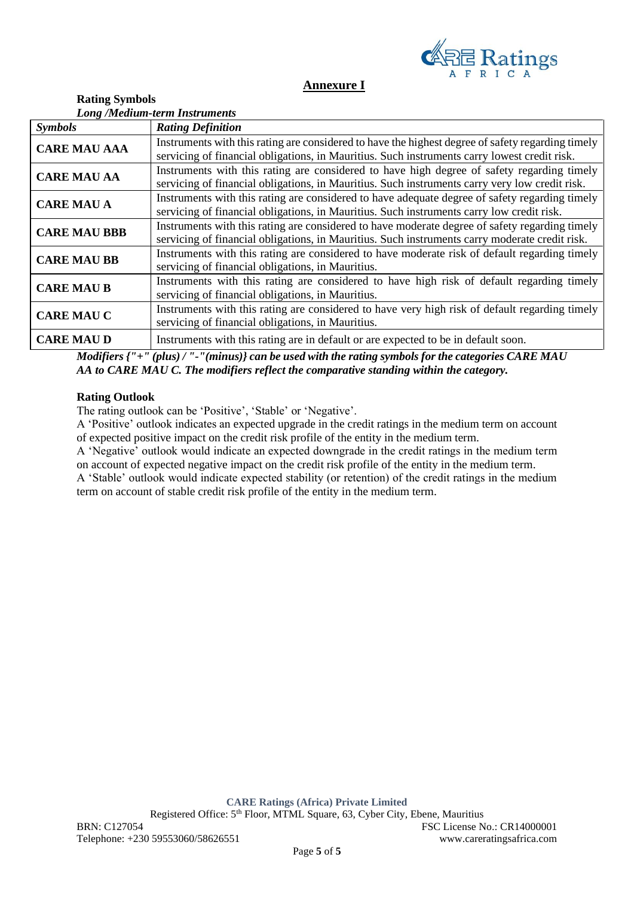## Annexure I

**Rating Symbols**

***Long /Medium-term Instruments***

| *Symbols* | *Rating Definition* |
|---|---|
| **CARE MAU AAA** | Instruments with this rating are considered to have the highest degree of safety regarding timely servicing of financial obligations, in Mauritius. Such instruments carry lowest credit risk. |
| **CARE MAU AA** | Instruments with this rating are considered to have high degree of safety regarding timely servicing of financial obligations, in Mauritius. Such instruments carry very low credit risk. |
| **CARE MAU A** | Instruments with this rating are considered to have adequate degree of safety regarding timely servicing of financial obligations, in Mauritius. Such instruments carry low credit risk. |
| **CARE MAU BBB** | Instruments with this rating are considered to have moderate degree of safety regarding timely servicing of financial obligations, in Mauritius. Such instruments carry moderate credit risk. |
| **CARE MAU BB** | Instruments with this rating are considered to have moderate risk of default regarding timely servicing of financial obligations, in Mauritius. |
| **CARE MAU B** | Instruments with this rating are considered to have high risk of default regarding timely servicing of financial obligations, in Mauritius. |
| **CARE MAU C** | Instruments with this rating are considered to have very high risk of default regarding timely servicing of financial obligations, in Mauritius. |
| **CARE MAU D** | Instruments with this rating are in default or are expected to be in default soon. |

***Modifiers {"+" (plus) / "-"(minus)} can be used with the rating symbols for the categories CARE MAU AA to CARE MAU C. The modifiers reflect the comparative standing within the category.***

**Rating Outlook**

The rating outlook can be 'Positive', 'Stable' or 'Negative'.

A 'Positive' outlook indicates an expected upgrade in the credit ratings in the medium term on account of expected positive impact on the credit risk profile of the entity in the medium term.

A 'Negative' outlook would indicate an expected downgrade in the credit ratings in the medium term on account of expected negative impact on the credit risk profile of the entity in the medium term.

A 'Stable' outlook would indicate expected stability (or retention) of the credit ratings in the medium term on account of stable credit risk profile of the entity in the medium term.

**CARE Ratings (Africa) Private Limited**
Registered Office: 5th Floor, MTML Square, 63, Cyber City, Ebene, Mauritius
BRN: C127054 FSC License No.: CR14000001
Telephone: +230 59553060/58626551 www.careratingsafrica.com